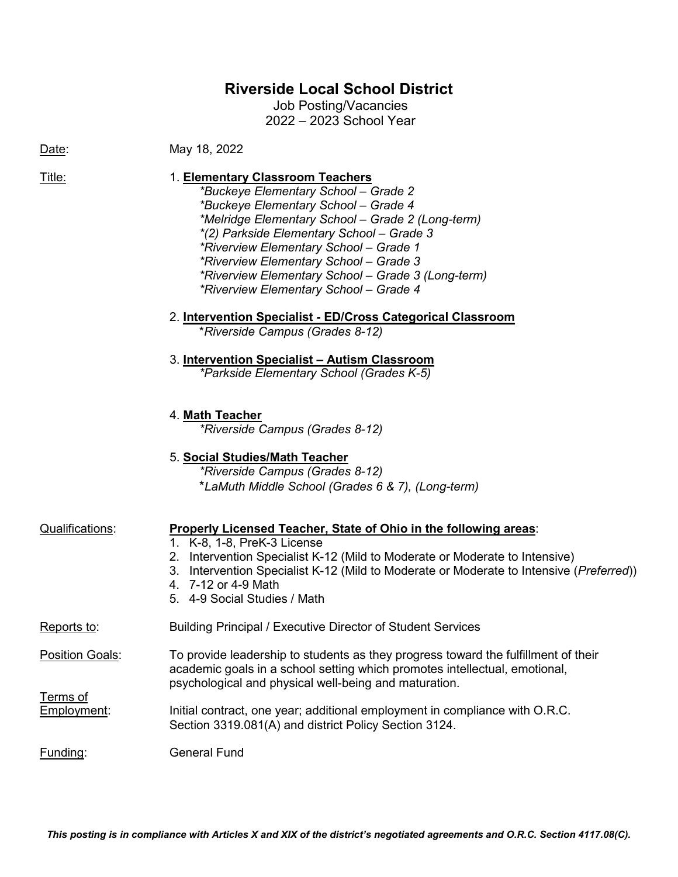# Riverside Local School District

Job Posting/Vacancies
2022 – 2023 School Year

Date: May 18, 2022

Title:

1. **Elementary Classroom Teachers**
   - *\*Buckeye Elementary School – Grade 2*
   - *\*Buckeye Elementary School – Grade 4*
   - *\*Melridge Elementary School – Grade 2 (Long-term)*
   - *\*(2) Parkside Elementary School – Grade 3*
   - *\*Riverview Elementary School – Grade 1*
   - *\*Riverview Elementary School – Grade 3*
   - *\*Riverview Elementary School – Grade 3 (Long-term)*
   - *\*Riverview Elementary School – Grade 4*

2. **Intervention Specialist - ED/Cross Categorical Classroom**
   - *\*Riverside Campus (Grades 8-12)*

3. **Intervention Specialist – Autism Classroom**
   - *\*Parkside Elementary School (Grades K-5)*

4. **Math Teacher**
   - *\*Riverside Campus (Grades 8-12)*

5. **Social Studies/Math Teacher**
   - *\*Riverside Campus (Grades 8-12)*
   - *\*LaMuth Middle School (Grades 6 & 7), (Long-term)*

Qualifications: **Properly Licensed Teacher, State of Ohio in the following areas**:

1. K-8, 1-8, PreK-3 License
2. Intervention Specialist K-12 (Mild to Moderate or Moderate to Intensive)
3. Intervention Specialist K-12 (Mild to Moderate or Moderate to Intensive (*Preferred*))
4. 7-12 or 4-9 Math
5. 4-9 Social Studies / Math

Reports to: Building Principal / Executive Director of Student Services

Position Goals: To provide leadership to students as they progress toward the fulfillment of their academic goals in a school setting which promotes intellectual, emotional, psychological and physical well-being and maturation.

Terms of Employment: Initial contract, one year; additional employment in compliance with O.R.C. Section 3319.081(A) and district Policy Section 3124.

Funding: General Fund

***This posting is in compliance with Articles X and XIX of the district's negotiated agreements and O.R.C. Section 4117.08(C).***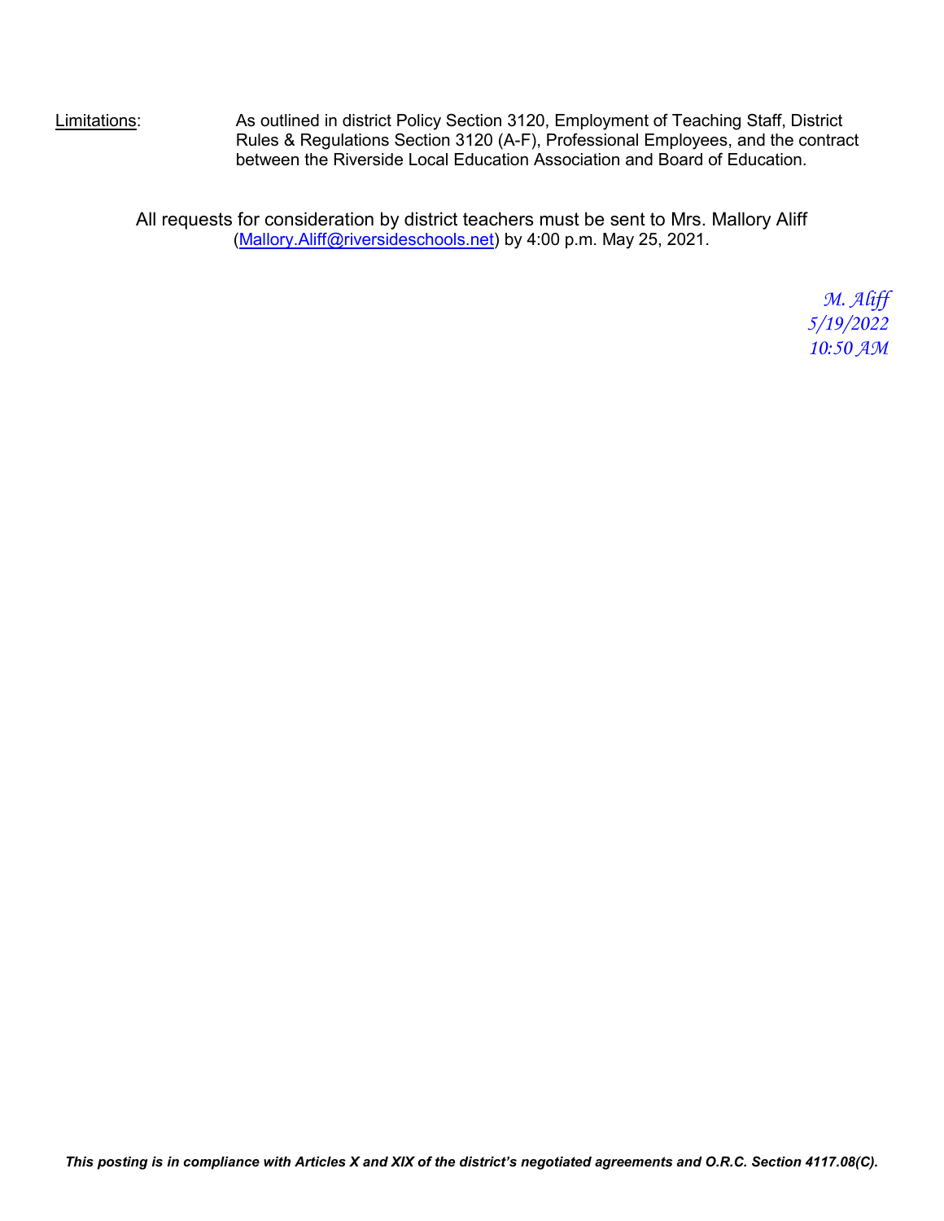Limitations: As outlined in district Policy Section 3120, Employment of Teaching Staff, District Rules & Regulations Section 3120 (A-F), Professional Employees, and the contract between the Riverside Local Education Association and Board of Education.

All requests for consideration by district teachers must be sent to Mrs. Mallory Aliff (Mallory.Aliff@riversideschools.net) by 4:00 p.m. May 25, 2021.

*M. Aliff*
*5/19/2022*
*10:50 AM*

***This posting is in compliance with Articles X and XIX of the district's negotiated agreements and O.R.C. Section 4117.08(C).***